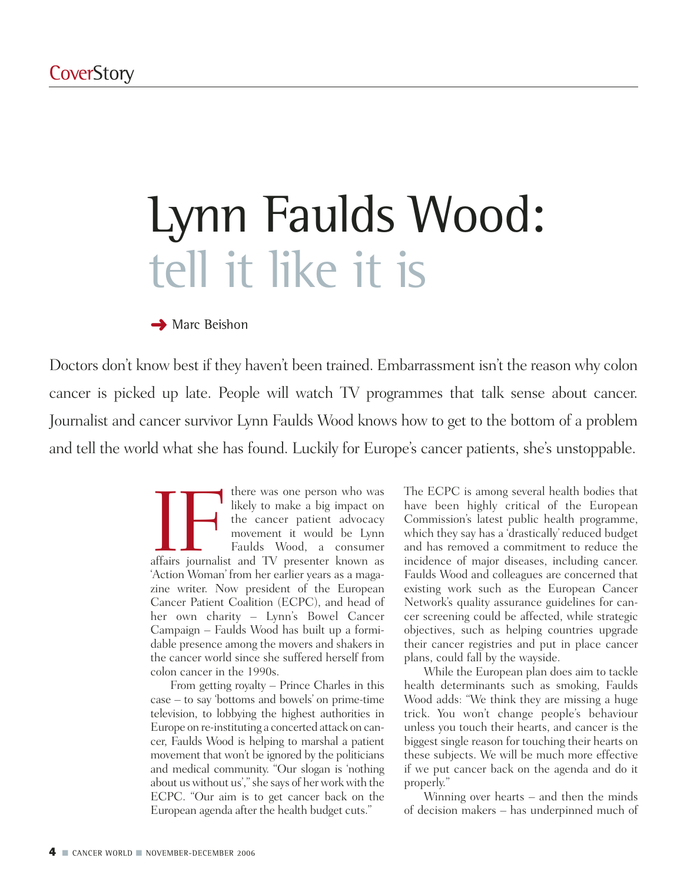# Lynn Faulds Wood: tell it like it is

Marc Beishon

Doctors don't know best if they haven't been trained. Embarrassment isn't the reason why colon cancer is picked up late. People will watch TV programmes that talk sense about cancer. Journalist and cancer survivor Lynn Faulds Wood knows how to get to the bottom of a problem and tell the world what she has found. Luckily for Europe's cancer patients, she's unstoppable.

IF there was one person who was likely to make a big impact on the cancer patient advocacy movement it would be Lynn Faulds Wood, a consumer affairs journalist and TV presenter known as 'Action Woman' from her earlier years as a magazine writer. Now president of the European Cancer Patient Coalition (ECPC), and head of her own charity – Lynn's Bowel Cancer Campaign – Faulds Wood has built up a formidable presence among the movers and shakers in the cancer world since she suffered herself from colon cancer in the 1990s.

From getting royalty – Prince Charles in this case – to say 'bottoms and bowels' on prime-time television, to lobbying the highest authorities in Europe on re-instituting a concerted attack on cancer, Faulds Wood is helping to marshal a patient movement that won't be ignored by the politicians and medical community. "Our slogan is 'nothing about us without us'," she says of her work with the ECPC. "Our aim is to get cancer back on the European agenda after the health budget cuts."

The ECPC is among several health bodies that have been highly critical of the European Commission's latest public health programme, which they say has a 'drastically' reduced budget and has removed a commitment to reduce the incidence of major diseases, including cancer. Faulds Wood and colleagues are concerned that existing work such as the European Cancer Network's quality assurance guidelines for cancer screening could be affected, while strategic objectives, such as helping countries upgrade their cancer registries and put in place cancer plans, could fall by the wayside.

While the European plan does aim to tackle health determinants such as smoking, Faulds Wood adds: "We think they are missing a huge trick. You won't change people's behaviour unless you touch their hearts, and cancer is the biggest single reason for touching their hearts on these subjects. We will be much more effective if we put cancer back on the agenda and do it properly."

Winning over hearts – and then the minds of decision makers – has underpinned much of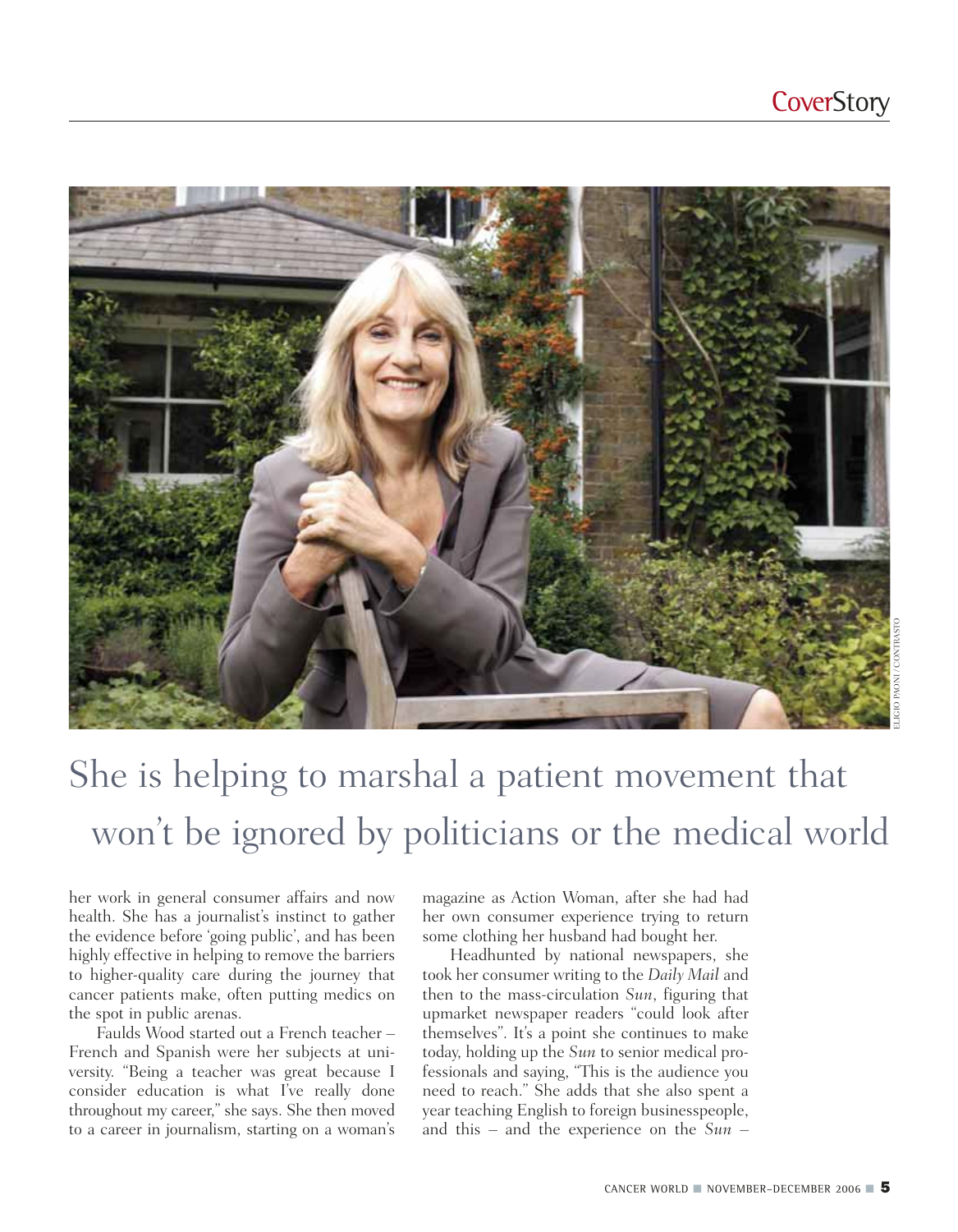She is helping to marshal a patient movement that won't be ignored by politicians or the medical world

her work in general consumer affairs and now health. She has a journalist's instinct to gather the evidence before 'going public', and has been highly effective in helping to remove the barriers to higher-quality care during the journey that cancer patients make, often putting medics on the spot in public arenas.

Faulds Wood started out a French teacher – French and Spanish were her subjects at university. "Being a teacher was great because I consider education is what I've really done throughout my career," she says. She then moved to a career in journalism, starting on a woman's magazine as Action Woman, after she had had her own consumer experience trying to return some clothing her husband had bought her.

Headhunted by national newspapers, she took her consumer writing to the *Daily Mail* and then to the mass-circulation *Sun*, figuring that upmarket newspaper readers "could look after themselves". It's a point she continues to make today, holding up the *Sun* to senior medical professionals and saying, "This is the audience you need to reach." She adds that she also spent a year teaching English to foreign businesspeople, and this – and the experience on the *Sun* –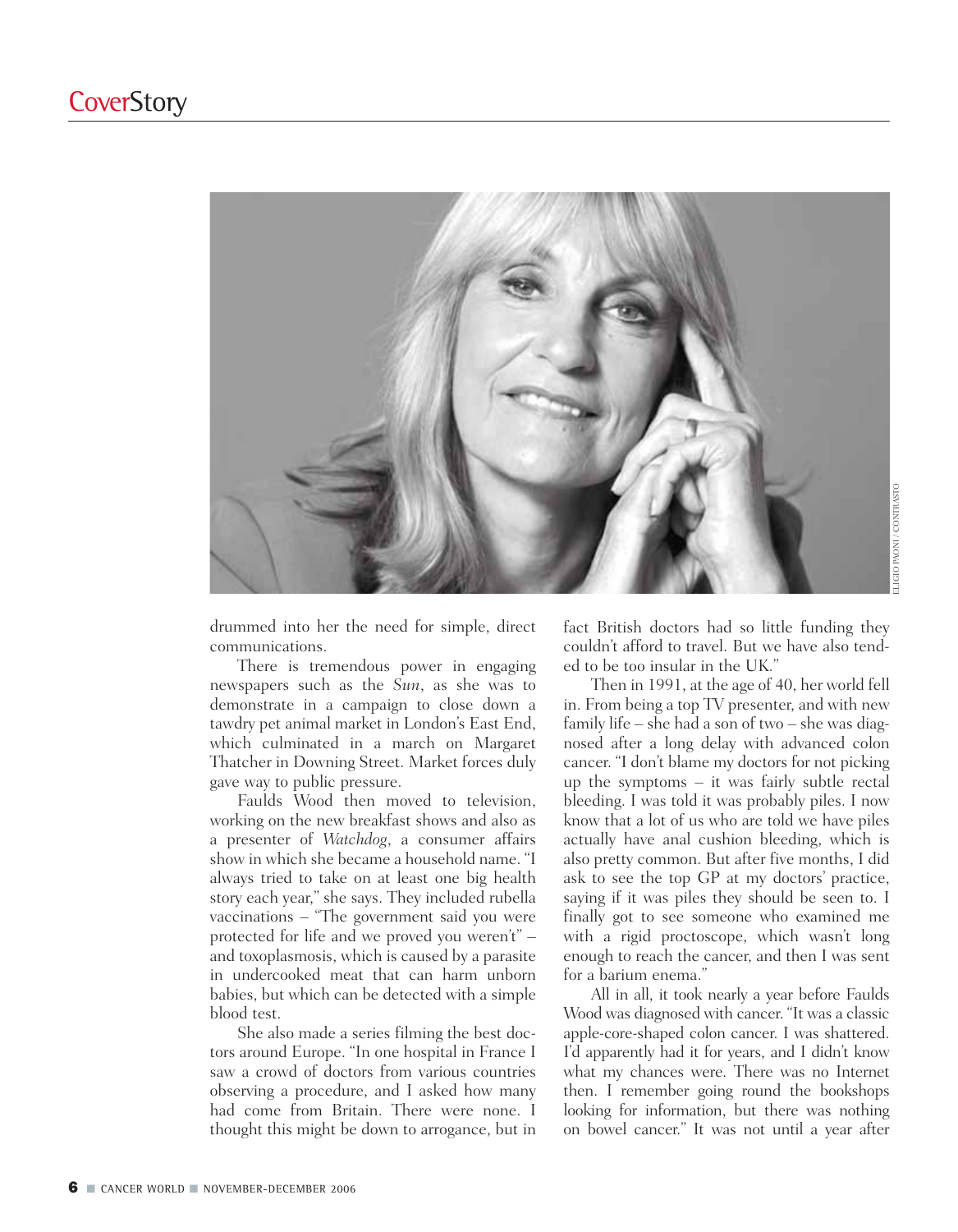drummed into her the need for simple, direct communications.

There is tremendous power in engaging newspapers such as the *Sun*, as she was to demonstrate in a campaign to close down a tawdry pet animal market in London's East End, which culminated in a march on Margaret Thatcher in Downing Street. Market forces duly gave way to public pressure.

Faulds Wood then moved to television, working on the new breakfast shows and also as a presenter of *Watchdog*, a consumer affairs show in which she became a household name. "I always tried to take on at least one big health story each year," she says. They included rubella vaccinations – "The government said you were protected for life and we proved you weren't" – and toxoplasmosis, which is caused by a parasite in undercooked meat that can harm unborn babies, but which can be detected with a simple blood test.

She also made a series filming the best doctors around Europe. "In one hospital in France I saw a crowd of doctors from various countries observing a procedure, and I asked how many had come from Britain. There were none. I thought this might be down to arrogance, but in fact British doctors had so little funding they couldn't afford to travel. But we have also tended to be too insular in the UK."

Then in 1991, at the age of 40, her world fell in. From being a top TV presenter, and with new family life – she had a son of two – she was diagnosed after a long delay with advanced colon cancer. "I don't blame my doctors for not picking up the symptoms – it was fairly subtle rectal bleeding. I was told it was probably piles. I now know that a lot of us who are told we have piles actually have anal cushion bleeding, which is also pretty common. But after five months, I did ask to see the top GP at my doctors' practice, saying if it was piles they should be seen to. I finally got to see someone who examined me with a rigid proctoscope, which wasn't long enough to reach the cancer, and then I was sent for a barium enema."

All in all, it took nearly a year before Faulds Wood was diagnosed with cancer. "It was a classic apple-core-shaped colon cancer. I was shattered. I'd apparently had it for years, and I didn't know what my chances were. There was no Internet then. I remember going round the bookshops looking for information, but there was nothing on bowel cancer." It was not until a year after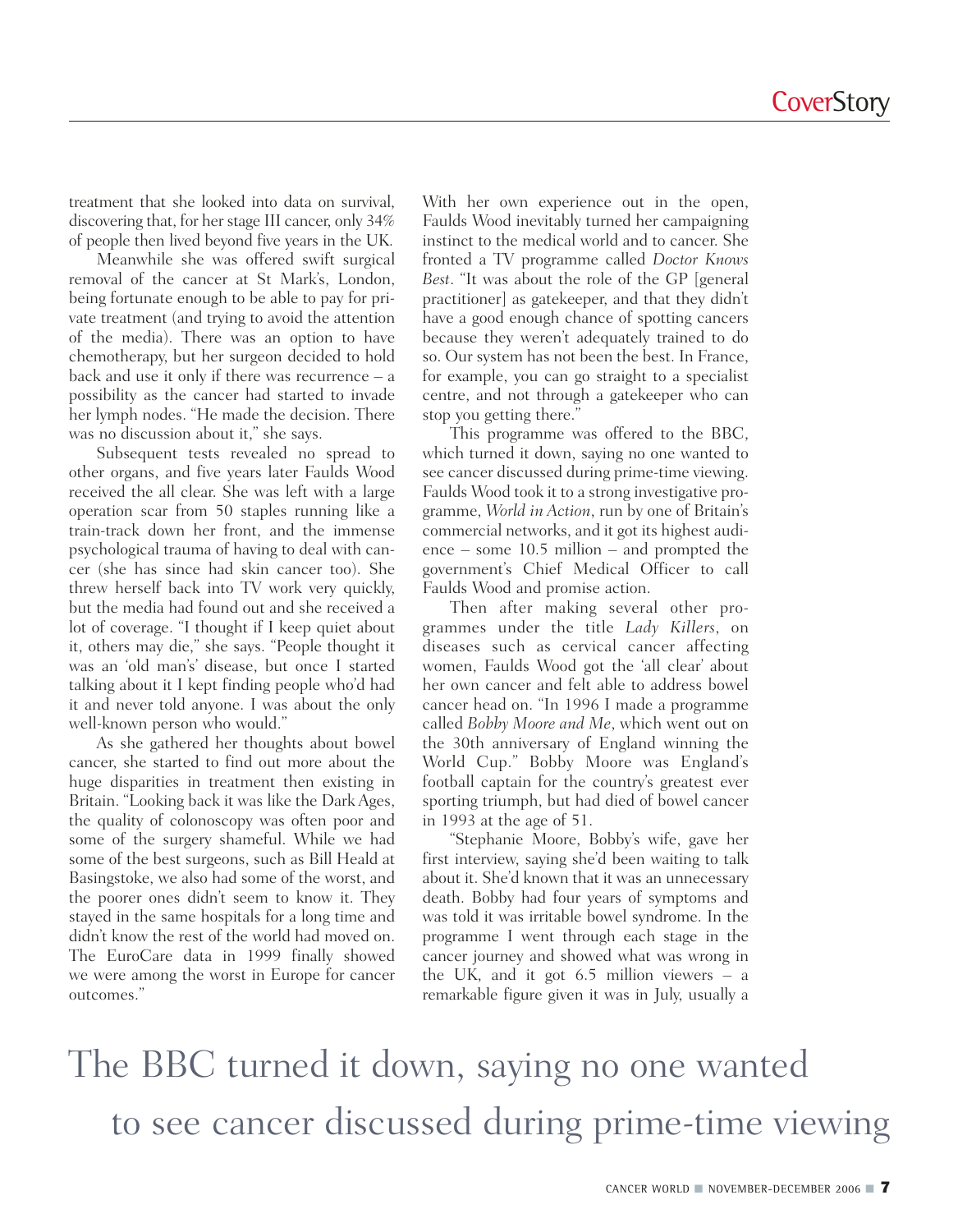treatment that she looked into data on survival, discovering that, for her stage III cancer, only 34% of people then lived beyond five years in the UK.

Meanwhile she was offered swift surgical removal of the cancer at St Mark's, London, being fortunate enough to be able to pay for private treatment (and trying to avoid the attention of the media). There was an option to have chemotherapy, but her surgeon decided to hold back and use it only if there was recurrence – a possibility as the cancer had started to invade her lymph nodes. "He made the decision. There was no discussion about it," she says.

Subsequent tests revealed no spread to other organs, and five years later Faulds Wood received the all clear. She was left with a large operation scar from 50 staples running like a train-track down her front, and the immense psychological trauma of having to deal with cancer (she has since had skin cancer too). She threw herself back into TV work very quickly, but the media had found out and she received a lot of coverage. "I thought if I keep quiet about it, others may die," she says. "People thought it was an 'old man's' disease, but once I started talking about it I kept finding people who'd had it and never told anyone. I was about the only well-known person who would."

As she gathered her thoughts about bowel cancer, she started to find out more about the huge disparities in treatment then existing in Britain. "Looking back it was like the Dark Ages, the quality of colonoscopy was often poor and some of the surgery shameful. While we had some of the best surgeons, such as Bill Heald at Basingstoke, we also had some of the worst, and the poorer ones didn't seem to know it. They stayed in the same hospitals for a long time and didn't know the rest of the world had moved on. The EuroCare data in 1999 finally showed we were among the worst in Europe for cancer outcomes."

With her own experience out in the open, Faulds Wood inevitably turned her campaigning instinct to the medical world and to cancer. She fronted a TV programme called *Doctor Knows Best*. "It was about the role of the GP [general practitioner] as gatekeeper, and that they didn't have a good enough chance of spotting cancers because they weren't adequately trained to do so. Our system has not been the best. In France, for example, you can go straight to a specialist centre, and not through a gatekeeper who can stop you getting there."

This programme was offered to the BBC, which turned it down, saying no one wanted to see cancer discussed during prime-time viewing. Faulds Wood took it to a strong investigative programme, *World in Action*, run by one of Britain's commercial networks, and it got its highest audience – some 10.5 million – and prompted the government's Chief Medical Officer to call Faulds Wood and promise action.

Then after making several other programmes under the title *Lady Killers*, on diseases such as cervical cancer affecting women, Faulds Wood got the 'all clear' about her own cancer and felt able to address bowel cancer head on. "In 1996 I made a programme called *Bobby Moore and Me*, which went out on the 30th anniversary of England winning the World Cup." Bobby Moore was England's football captain for the country's greatest ever sporting triumph, but had died of bowel cancer in 1993 at the age of 51.

"Stephanie Moore, Bobby's wife, gave her first interview, saying she'd been waiting to talk about it. She'd known that it was an unnecessary death. Bobby had four years of symptoms and was told it was irritable bowel syndrome. In the programme I went through each stage in the cancer journey and showed what was wrong in the UK, and it got 6.5 million viewers – a remarkable figure given it was in July, usually a

> The BBC turned it down, saying no one wanted to see cancer discussed during prime-time viewing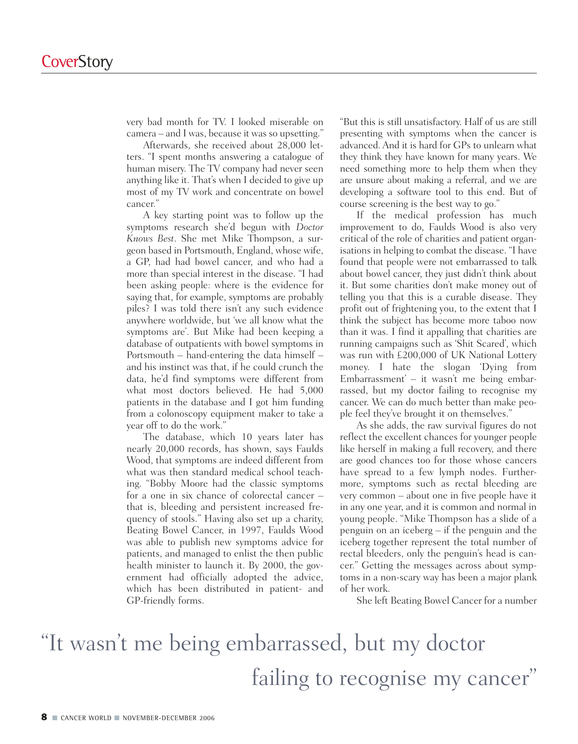very bad month for TV. I looked miserable on camera – and I was, because it was so upsetting."

Afterwards, she received about 28,000 letters. "I spent months answering a catalogue of human misery. The TV company had never seen anything like it. That's when I decided to give up most of my TV work and concentrate on bowel cancer."

A key starting point was to follow up the symptoms research she'd begun with *Doctor Knows Best*. She met Mike Thompson, a surgeon based in Portsmouth, England, whose wife, a GP, had had bowel cancer, and who had a more than special interest in the disease. "I had been asking people: where is the evidence for saying that, for example, symptoms are probably piles? I was told there isn't any such evidence anywhere worldwide, but 'we all know what the symptoms are'. But Mike had been keeping a database of outpatients with bowel symptoms in Portsmouth – hand-entering the data himself – and his instinct was that, if he could crunch the data, he'd find symptoms were different from what most doctors believed. He had 5,000 patients in the database and I got him funding from a colonoscopy equipment maker to take a year off to do the work."

The database, which 10 years later has nearly 20,000 records, has shown, says Faulds Wood, that symptoms are indeed different from what was then standard medical school teaching. "Bobby Moore had the classic symptoms for a one in six chance of colorectal cancer – that is, bleeding and persistent increased frequency of stools." Having also set up a charity, Beating Bowel Cancer, in 1997, Faulds Wood was able to publish new symptoms advice for patients, and managed to enlist the then public health minister to launch it. By 2000, the government had officially adopted the advice, which has been distributed in patient- and GP-friendly forms.

"But this is still unsatisfactory. Half of us are still presenting with symptoms when the cancer is advanced. And it is hard for GPs to unlearn what they think they have known for many years. We need something more to help them when they are unsure about making a referral, and we are developing a software tool to this end. But of course screening is the best way to go."

If the medical profession has much improvement to do, Faulds Wood is also very critical of the role of charities and patient organisations in helping to combat the disease. "I have found that people were not embarrassed to talk about bowel cancer, they just didn't think about it. But some charities don't make money out of telling you that this is a curable disease. They profit out of frightening you, to the extent that I think the subject has become more taboo now than it was. I find it appalling that charities are running campaigns such as 'Shit Scared', which was run with £200,000 of UK National Lottery money. I hate the slogan 'Dying from Embarrassment' – it wasn't me being embarrassed, but my doctor failing to recognise my cancer. We can do much better than make people feel they've brought it on themselves."

As she adds, the raw survival figures do not reflect the excellent chances for younger people like herself in making a full recovery, and there are good chances too for those whose cancers have spread to a few lymph nodes. Furthermore, symptoms such as rectal bleeding are very common – about one in five people have it in any one year, and it is common and normal in young people. "Mike Thompson has a slide of a penguin on an iceberg – if the penguin and the iceberg together represent the total number of rectal bleeders, only the penguin's head is cancer." Getting the messages across about symptoms in a non-scary way has been a major plank of her work.

She left Beating Bowel Cancer for a number

"It wasn't me being embarrassed, but my doctor failing to recognise my cancer"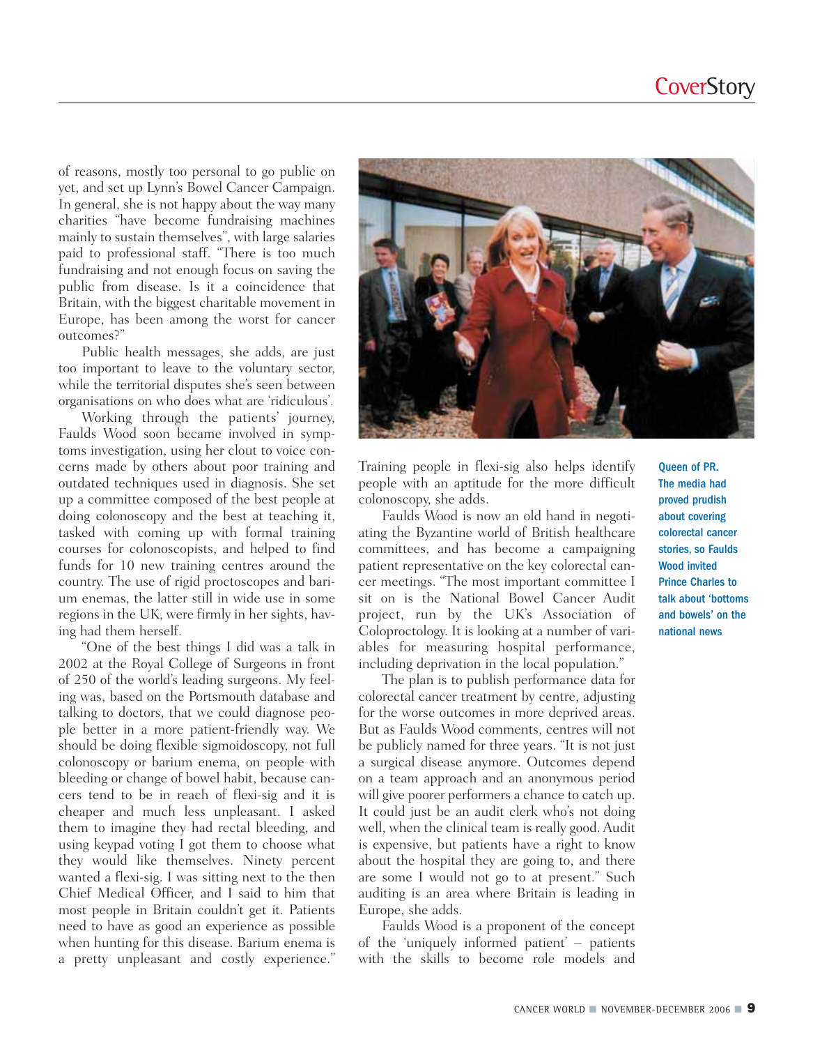of reasons, mostly too personal to go public on yet, and set up Lynn's Bowel Cancer Campaign. In general, she is not happy about the way many charities "have become fundraising machines mainly to sustain themselves", with large salaries paid to professional staff. "There is too much fundraising and not enough focus on saving the public from disease. Is it a coincidence that Britain, with the biggest charitable movement in Europe, has been among the worst for cancer outcomes?"

Public health messages, she adds, are just too important to leave to the voluntary sector, while the territorial disputes she's seen between organisations on who does what are 'ridiculous'.

Working through the patients' journey, Faulds Wood soon became involved in symptoms investigation, using her clout to voice concerns made by others about poor training and outdated techniques used in diagnosis. She set up a committee composed of the best people at doing colonoscopy and the best at teaching it, tasked with formal training courses for colonoscopists, and helped to find funds for 10 new training centres around the country. The use of rigid proctoscopes and barium enemas, the latter still in wide use in some regions in the UK, were firmly in her sights, having had them herself.

"One of the best things I did was a talk in 2002 at the Royal College of Surgeons in front of 250 of the world's leading surgeons. My feeling was, based on the Portsmouth database and talking to doctors, that we could diagnose people better in a more patient-friendly way. We should be doing flexible sigmoidoscopy, not full colonoscopy or barium enema, on people with bleeding or change of bowel habit, because cancers tend to be in reach of flexi-sig and it is cheaper and much less unpleasant. I asked them to imagine they had rectal bleeding, and using keypad voting I got them to choose what they would like themselves. Ninety percent wanted a flexi-sig. I was sitting next to the then Chief Medical Officer, and I said to him that most people in Britain couldn't get it. Patients need to have as good an experience as possible when hunting for this disease. Barium enema is a pretty unpleasant and costly experience." Training people in flexi-sig also helps identify people with an aptitude for the more difficult colonoscopy, she adds.

**Queen of PR.** The media had proved prudish about covering colorectal cancer stories, so Faulds Wood invited Prince Charles to talk about 'bottoms and bowels' on the national news

Faulds Wood is now an old hand in negotiating the Byzantine world of British healthcare committees, and has become a campaigning patient representative on the key colorectal cancer meetings. "The most important committee I sit on is the National Bowel Cancer Audit project, run by the UK's Association of Coloproctology. It is looking at a number of variables for measuring hospital performance, including deprivation in the local population."

The plan is to publish performance data for colorectal cancer treatment by centre, adjusting for the worse outcomes in more deprived areas. But as Faulds Wood comments, centres will not be publicly named for three years. "It is not just a surgical disease anymore. Outcomes depend on a team approach and an anonymous period will give poorer performers a chance to catch up. It could just be an audit clerk who's not doing well, when the clinical team is really good. Audit is expensive, but patients have a right to know about the hospital they are going to, and there are some I would not go to at present." Such auditing is an area where Britain is leading in Europe, she adds.

Faulds Wood is a proponent of the concept of the 'uniquely informed patient' – patients with the skills to become role models and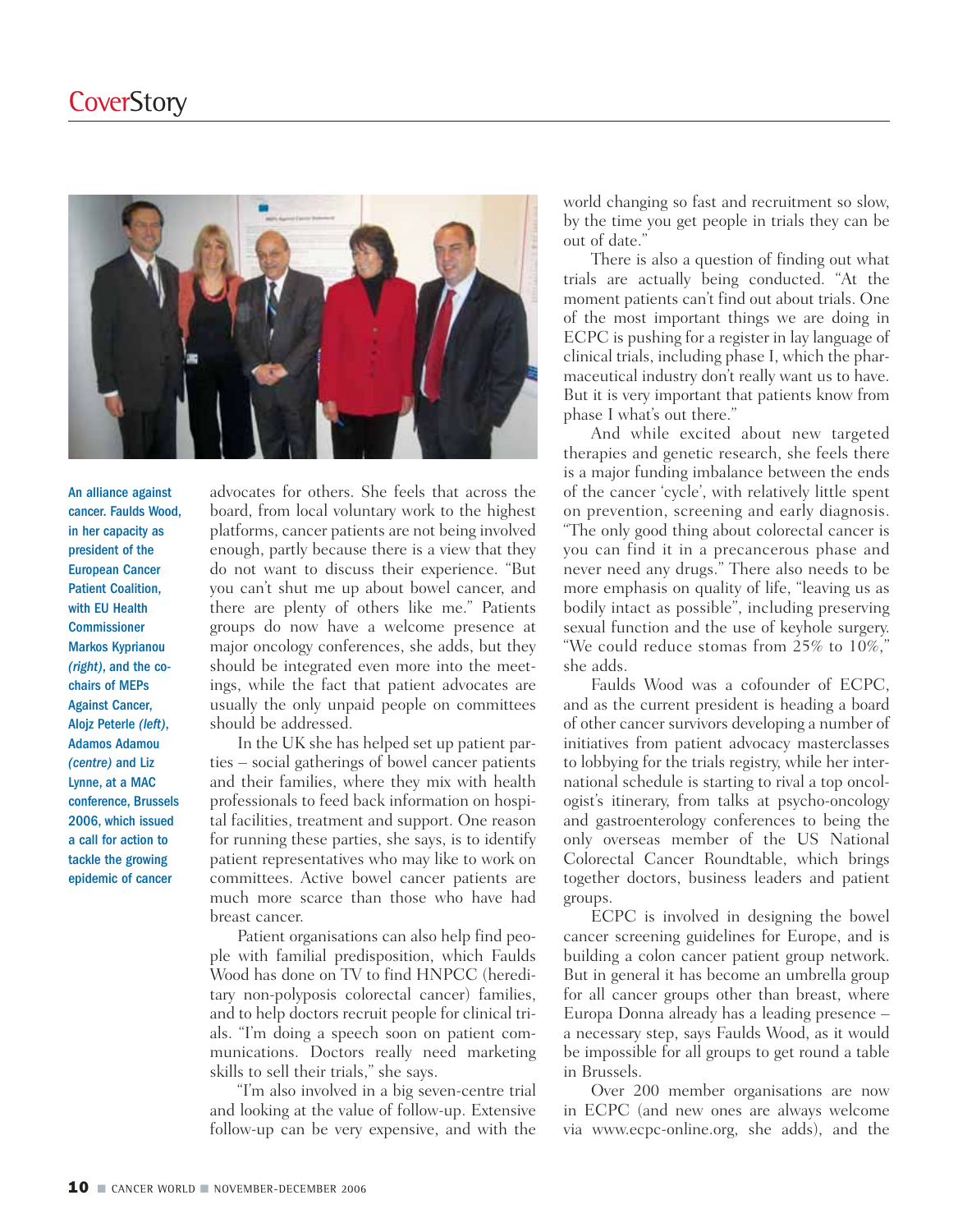An alliance against cancer. Faulds Wood, in her capacity as president of the European Cancer Patient Coalition, with EU Health Commissioner Markos Kyprianou *(right)*, and the co-chairs of MEPs Against Cancer, Alojz Peterle *(left)*, Adamos Adamou *(centre)* and Liz Lynne, at a MAC conference, Brussels 2006, which issued a call for action to tackle the growing epidemic of cancer

advocates for others. She feels that across the board, from local voluntary work to the highest platforms, cancer patients are not being involved enough, partly because there is a view that they do not want to discuss their experience. "But you can't shut me up about bowel cancer, and there are plenty of others like me." Patients groups do now have a welcome presence at major oncology conferences, she adds, but they should be integrated even more into the meetings, while the fact that patient advocates are usually the only unpaid people on committees should be addressed.

In the UK she has helped set up patient parties – social gatherings of bowel cancer patients and their families, where they mix with health professionals to feed back information on hospital facilities, treatment and support. One reason for running these parties, she says, is to identify patient representatives who may like to work on committees. Active bowel cancer patients are much more scarce than those who have had breast cancer.

Patient organisations can also help find people with familial predisposition, which Faulds Wood has done on TV to find HNPCC (hereditary non-polyposis colorectal cancer) families, and to help doctors recruit people for clinical trials. "I'm doing a speech soon on patient communications. Doctors really need marketing skills to sell their trials," she says.

"I'm also involved in a big seven-centre trial and looking at the value of follow-up. Extensive follow-up can be very expensive, and with the world changing so fast and recruitment so slow, by the time you get people in trials they can be out of date."

There is also a question of finding out what trials are actually being conducted. "At the moment patients can't find out about trials. One of the most important things we are doing in ECPC is pushing for a register in lay language of clinical trials, including phase I, which the pharmaceutical industry don't really want us to have. But it is very important that patients know from phase I what's out there."

And while excited about new targeted therapies and genetic research, she feels there is a major funding imbalance between the ends of the cancer 'cycle', with relatively little spent on prevention, screening and early diagnosis. "The only good thing about colorectal cancer is you can find it in a precancerous phase and never need any drugs." There also needs to be more emphasis on quality of life, "leaving us as bodily intact as possible", including preserving sexual function and the use of keyhole surgery. "We could reduce stomas from 25% to 10%," she adds.

Faulds Wood was a cofounder of ECPC, and as the current president is heading a board of other cancer survivors developing a number of initiatives from patient advocacy masterclasses to lobbying for the trials registry, while her international schedule is starting to rival a top oncologist's itinerary, from talks at psycho-oncology and gastroenterology conferences to being the only overseas member of the US National Colorectal Cancer Roundtable, which brings together doctors, business leaders and patient groups.

ECPC is involved in designing the bowel cancer screening guidelines for Europe, and is building a colon cancer patient group network. But in general it has become an umbrella group for all cancer groups other than breast, where Europa Donna already has a leading presence – a necessary step, says Faulds Wood, as it would be impossible for all groups to get round a table in Brussels.

Over 200 member organisations are now in ECPC (and new ones are always welcome via www.ecpc-online.org, she adds), and the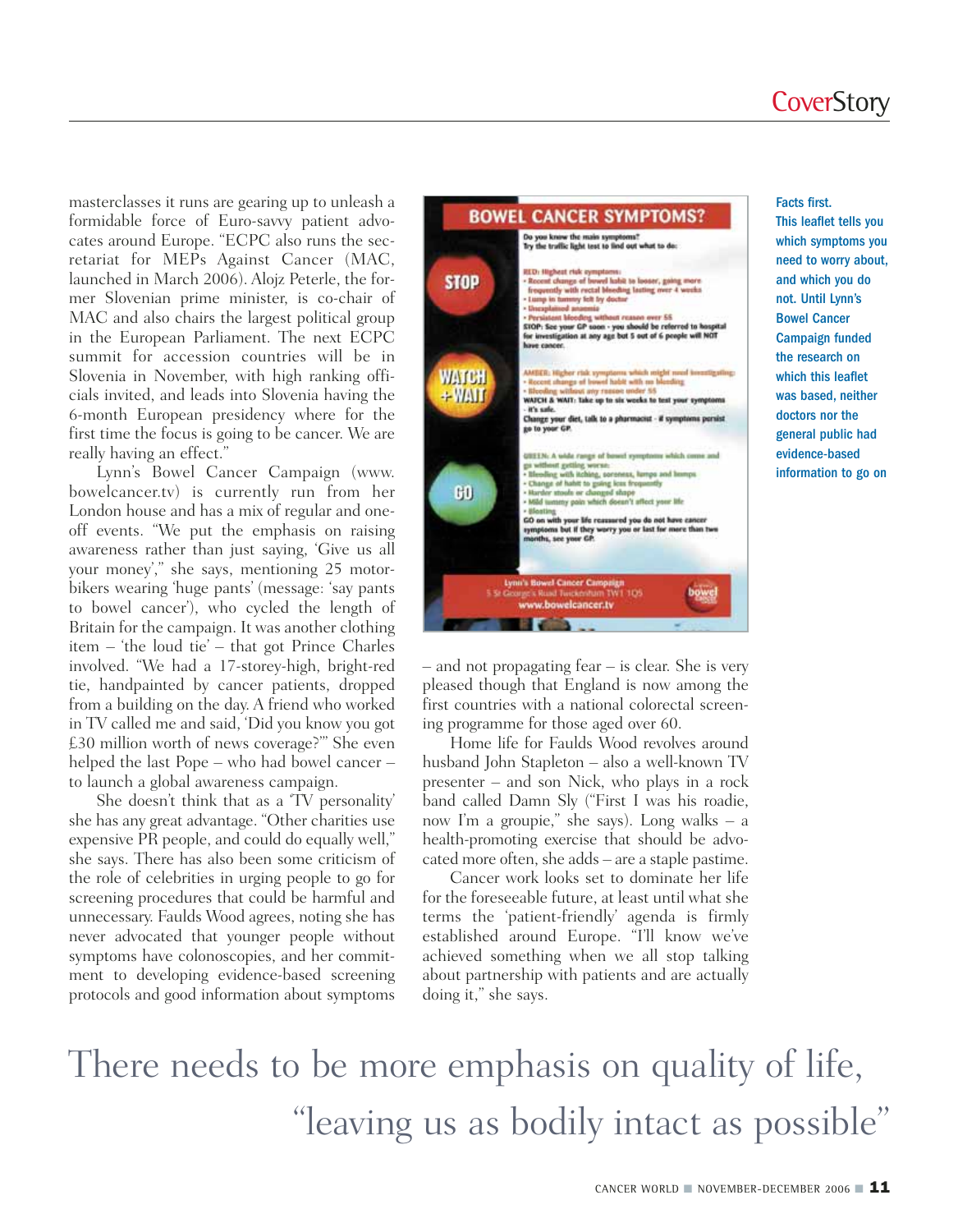masterclasses it runs are gearing up to unleash a formidable force of Euro-savvy patient advocates around Europe. "ECPC also runs the secretariat for MEPs Against Cancer (MAC, launched in March 2006). Alojz Peterle, the former Slovenian prime minister, is co-chair of MAC and also chairs the largest political group in the European Parliament. The next ECPC summit for accession countries will be in Slovenia in November, with high ranking officials invited, and leads into Slovenia having the 6-month European presidency where for the first time the focus is going to be cancer. We are really having an effect."

Lynn's Bowel Cancer Campaign (www.bowelcancer.tv) is currently run from her London house and has a mix of regular and one-off events. "We put the emphasis on raising awareness rather than just saying, 'Give us all your money'," she says, mentioning 25 motorbikers wearing 'huge pants' (message: 'say pants to bowel cancer'), who cycled the length of Britain for the campaign. It was another clothing item – 'the loud tie' – that got Prince Charles involved. "We had a 17-storey-high, bright-red tie, handpainted by cancer patients, dropped from a building on the day. A friend who worked in TV called me and said, 'Did you know you got £30 million worth of news coverage?'" She even helped the last Pope – who had bowel cancer – to launch a global awareness campaign.

She doesn't think that as a 'TV personality' she has any great advantage. "Other charities use expensive PR people, and could do equally well," she says. There has also been some criticism of the role of celebrities in urging people to go for screening procedures that could be harmful and unnecessary. Faulds Wood agrees, noting she has never advocated that younger people without symptoms have colonoscopies, and her commitment to developing evidence-based screening protocols and good information about symptoms – and not propagating fear – is clear. She is very pleased though that England is now among the first countries with a national colorectal screening programme for those aged over 60.

Home life for Faulds Wood revolves around husband John Stapleton – also a well-known TV presenter – and son Nick, who plays in a rock band called Damn Sly ("First I was his roadie, now I'm a groupie," she says). Long walks – a health-promoting exercise that should be advocated more often, she adds – are a staple pastime.

Cancer work looks set to dominate her life for the foreseeable future, at least until what she terms the 'patient-friendly' agenda is firmly established around Europe. "I'll know we've achieved something when we all stop talking about partnership with patients and are actually doing it," she says.

**Facts first.** This leaflet tells you which symptoms you need to worry about, and which you do not. Until Lynn's Bowel Cancer Campaign funded the research on which this leaflet was based, neither doctors nor the general public had evidence-based information to go on

There needs to be more emphasis on quality of life, "leaving us as bodily intact as possible"